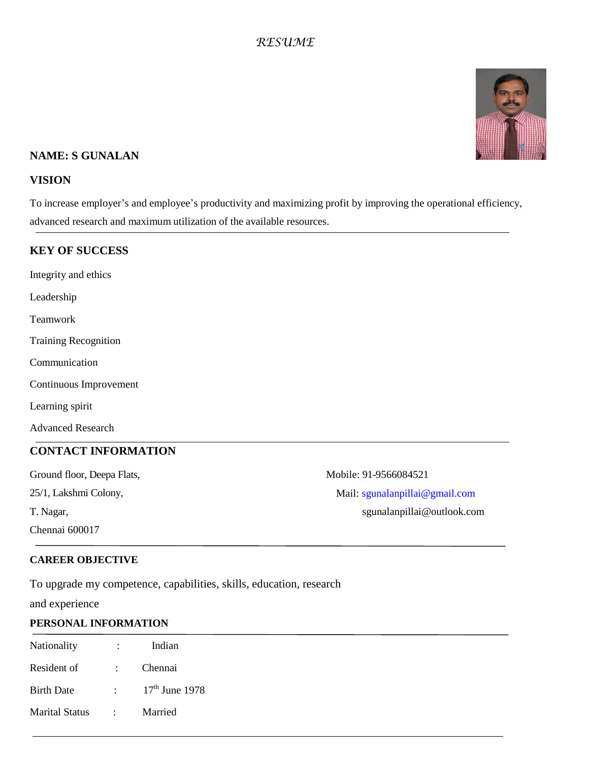# *RESUME*

**NAME: S GUNALAN**

## VISION

To increase employer's and employee's productivity and maximizing profit by improving the operational efficiency, advanced research and maximum utilization of the available resources.

---

## KEY OF SUCCESS

Integrity and ethics

Leadership

Teamwork

Training Recognition

Communication

Continuous Improvement

Learning spirit

Advanced Research

---

## CONTACT INFORMATION

Ground floor, Deepa Flats,
25/1, Lakshmi Colony,
T. Nagar,
Chennai 600017

Mobile: 91-9566084521
Mail: sgunalanpillai@gmail.com
sgunalanpillai@outlook.com

---

## CAREER OBJECTIVE

To upgrade my competence, capabilities, skills, education, research and experience

## PERSONAL INFORMATION

| | | |
|---|---|---|
| Nationality | : | Indian |
| Resident of | : | Chennai |
| Birth Date | : | 17th June 1978 |
| Marital Status | : | Married |

---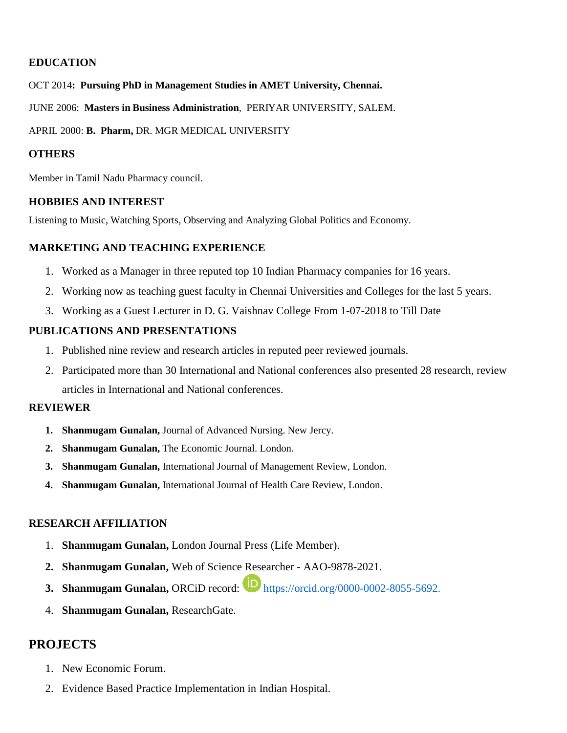## EDUCATION

OCT 2014**: Pursuing PhD in Management Studies in AMET University, Chennai.**

JUNE 2006: **Masters in Business Administration**, PERIYAR UNIVERSITY, SALEM.

APRIL 2000: **B. Pharm,** DR. MGR MEDICAL UNIVERSITY

## OTHERS

Member in Tamil Nadu Pharmacy council.

## HOBBIES AND INTEREST

Listening to Music, Watching Sports, Observing and Analyzing Global Politics and Economy.

## MARKETING AND TEACHING EXPERIENCE

1. Worked as a Manager in three reputed top 10 Indian Pharmacy companies for 16 years.
2. Working now as teaching guest faculty in Chennai Universities and Colleges for the last 5 years.
3. Working as a Guest Lecturer in D. G. Vaishnav College From 1-07-2018 to Till Date

## PUBLICATIONS AND PRESENTATIONS

1. Published nine review and research articles in reputed peer reviewed journals.
2. Participated more than 30 International and National conferences also presented 28 research, review articles in International and National conferences.

## REVIEWER

1. **Shanmugam Gunalan,** Journal of Advanced Nursing. New Jercy.
2. **Shanmugam Gunalan,** The Economic Journal. London.
3. **Shanmugam Gunalan,** International Journal of Management Review, London.
4. **Shanmugam Gunalan,** International Journal of Health Care Review, London.

## RESEARCH AFFILIATION

1. **Shanmugam Gunalan,** London Journal Press (Life Member).
2. **Shanmugam Gunalan,** Web of Science Researcher - AAO-9878-2021.
3. **Shanmugam Gunalan,** ORCiD record: https://orcid.org/0000-0002-8055-5692.
4. **Shanmugam Gunalan,** ResearchGate.

# PROJECTS

1. New Economic Forum.
2. Evidence Based Practice Implementation in Indian Hospital.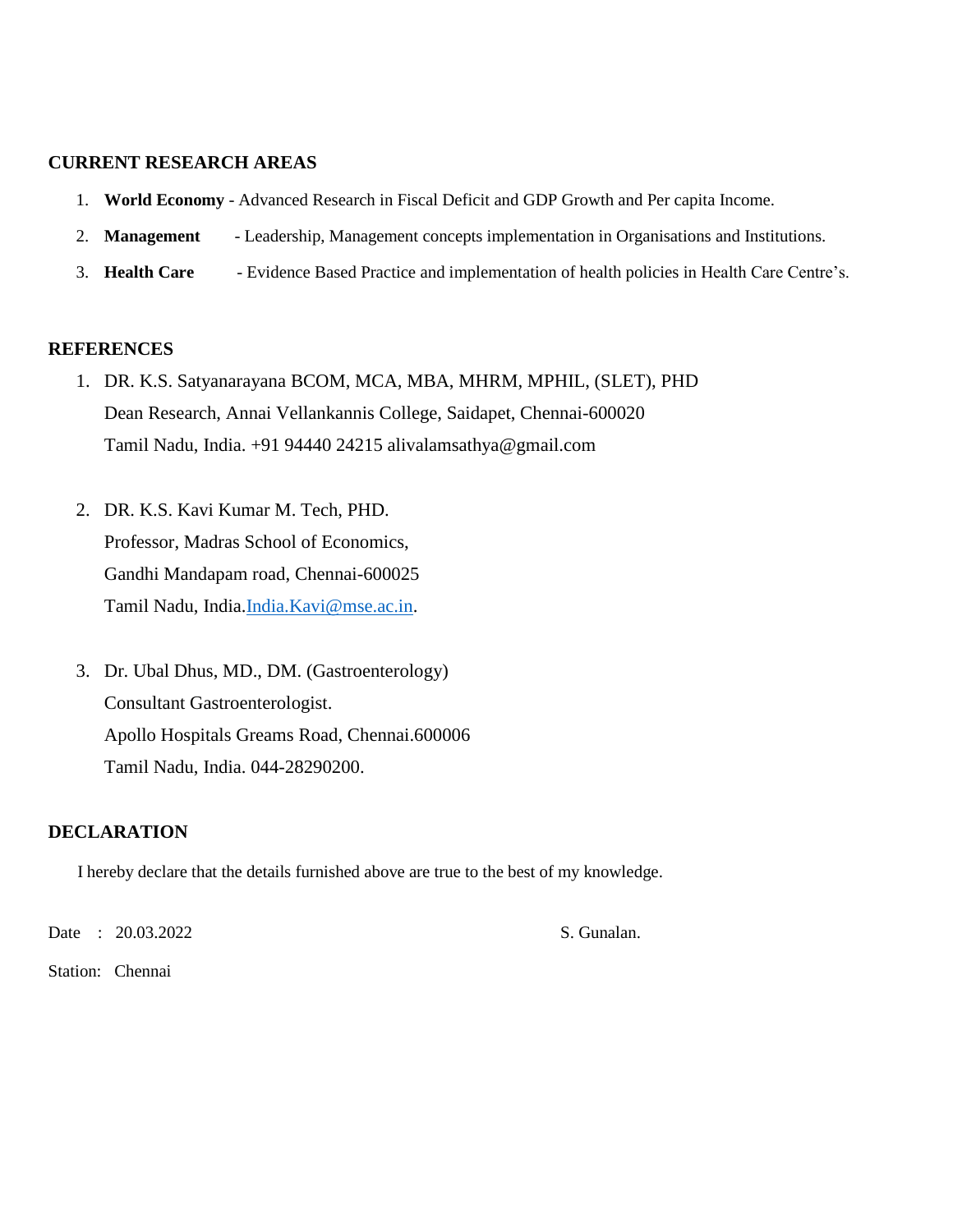## CURRENT RESEARCH AREAS

1. **World Economy** - Advanced Research in Fiscal Deficit and GDP Growth and Per capita Income.
2. **Management** - Leadership, Management concepts implementation in Organisations and Institutions.
3. **Health Care** - Evidence Based Practice and implementation of health policies in Health Care Centre's.

## REFERENCES

1. DR. K.S. Satyanarayana BCOM, MCA, MBA, MHRM, MPHIL, (SLET), PHD
   Dean Research, Annai Vellankannis College, Saidapet, Chennai-600020
   Tamil Nadu, India. +91 94440 24215 alivalamsathya@gmail.com

2. DR. K.S. Kavi Kumar M. Tech, PHD.
   Professor, Madras School of Economics,
   Gandhi Mandapam road, Chennai-600025
   Tamil Nadu, India.India.Kavi@mse.ac.in.

3. Dr. Ubal Dhus, MD., DM. (Gastroenterology)
   Consultant Gastroenterologist.
   Apollo Hospitals Greams Road, Chennai.600006
   Tamil Nadu, India. 044-28290200.

## DECLARATION

I hereby declare that the details furnished above are true to the best of my knowledge.

Date : 20.03.2022 S. Gunalan.

Station: Chennai